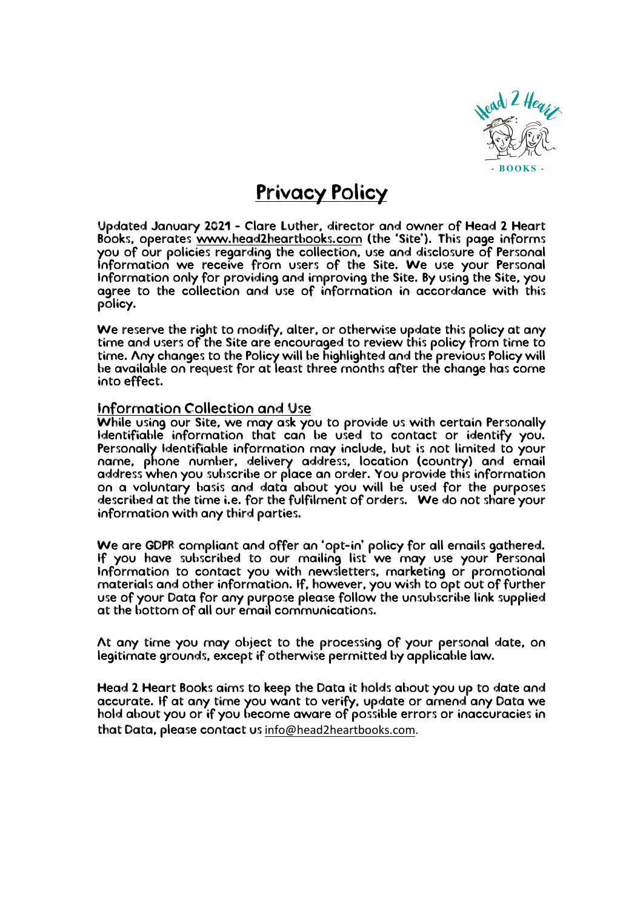# Privacy Policy

Updated January 2021 - Clare Luther, director and owner of Head 2 Heart Books, operates www.head2heartbooks.com (the 'Site'). This page informs you of our policies regarding the collection, use and disclosure of Personal Information we receive from users of the Site. We use your Personal Information only for providing and improving the Site. By using the Site, you agree to the collection and use of information in accordance with this policy.

We reserve the right to modify, alter, or otherwise update this policy at any time and users of the Site are encouraged to review this policy from time to time. Any changes to the Policy will be highlighted and the previous Policy will be available on request for at least three months after the change has come into effect.

## Information Collection and Use

While using our Site, we may ask you to provide us with certain Personally Identifiable information that can be used to contact or identify you. Personally Identifiable information may include, but is not limited to your name, phone number, delivery address, location (country) and email address when you subscribe or place an order. You provide this information on a voluntary basis and data about you will be used for the purposes described at the time i.e. for the fulfilment of orders. We do not share your information with any third parties.

We are GDPR compliant and offer an 'opt-in' policy for all emails gathered. If you have subscribed to our mailing list we may use your Personal Information to contact you with newsletters, marketing or promotional materials and other information. If, however, you wish to opt out of further use of your Data for any purpose please follow the unsubscribe link supplied at the bottom of all our email communications.

At any time you may object to the processing of your personal date, on legitimate grounds, except if otherwise permitted by applicable law.

Head 2 Heart Books aims to keep the Data it holds about you up to date and accurate. If at any time you want to verify, update or amend any Data we hold about you or if you become aware of possible errors or inaccuracies in that Data, please contact us info@head2heartbooks.com.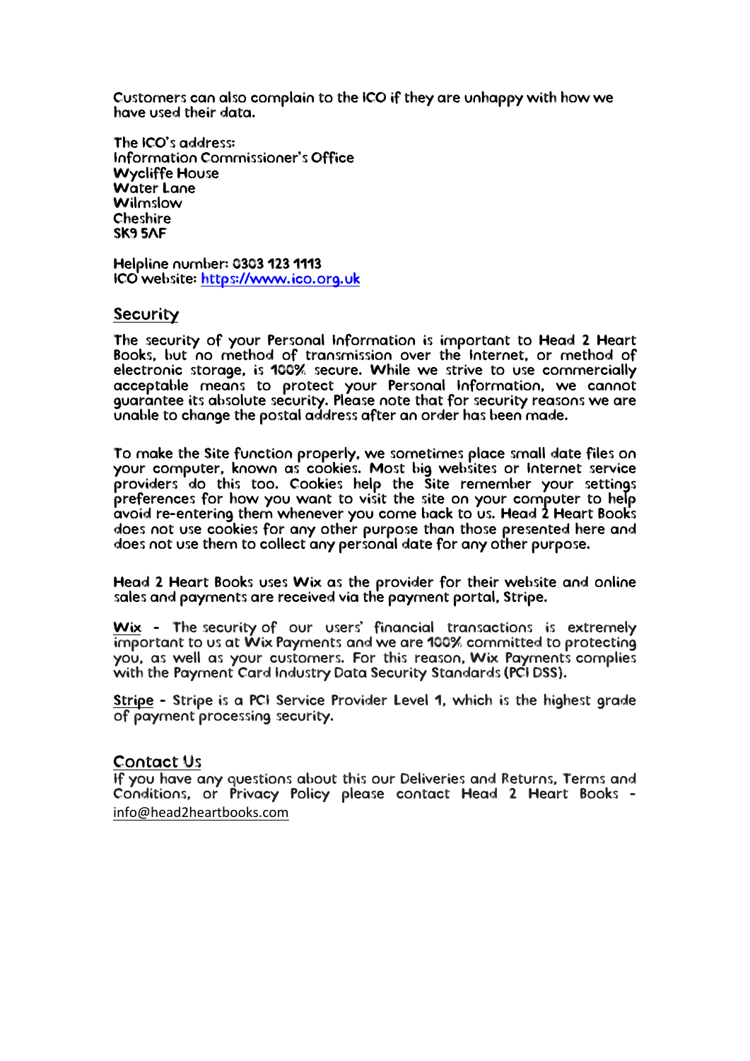Customers can also complain to the ICO if they are unhappy with how we have used their data.

The ICO's address:
Information Commissioner's Office
Wycliffe House
Water Lane
Wilmslow
Cheshire
SK9 5AF

Helpline number: 0303 123 1113
ICO website: https://www.ico.org.uk

## Security

The security of your Personal Information is important to Head 2 Heart Books, but no method of transmission over the Internet, or method of electronic storage, is 100% secure. While we strive to use commercially acceptable means to protect your Personal Information, we cannot guarantee its absolute security. Please note that for security reasons we are unable to change the postal address after an order has been made.

To make the Site function properly, we sometimes place small date files on your computer, known as cookies. Most big websites or Internet service providers do this too. Cookies help the Site remember your settings preferences for how you want to visit the site on your computer to help avoid re-entering them whenever you come back to us. Head 2 Heart Books does not use cookies for any other purpose than those presented here and does not use them to collect any personal date for any other purpose.

Head 2 Heart Books uses Wix as the provider for their website and online sales and payments are received via the payment portal, Stripe.

**Wix** - The security of our users' financial transactions is extremely important to us at Wix Payments and we are 100% committed to protecting you, as well as your customers. For this reason, Wix Payments complies with the Payment Card Industry Data Security Standards (PCI DSS).

**Stripe** - Stripe is a PCI Service Provider Level 1, which is the highest grade of payment processing security.

## Contact Us

If you have any questions about this our Deliveries and Returns, Terms and Conditions, or Privacy Policy please contact Head 2 Heart Books - info@head2heartbooks.com